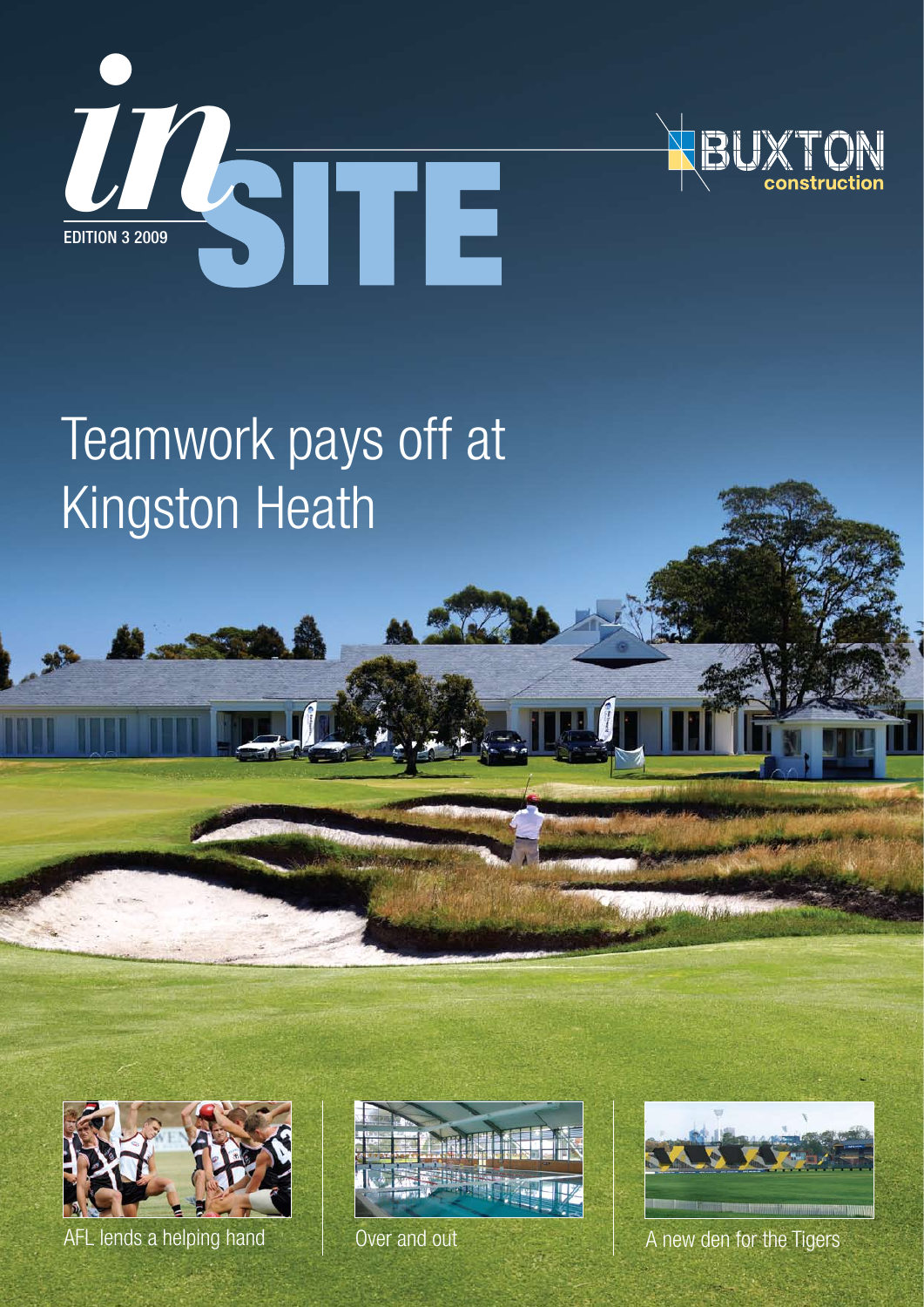# inSITE

EDITION 3 2009

BUXTON construction

## Teamwork pays off at Kingston Heath

AFL lends a helping hand

Over and out

A new den for the Tigers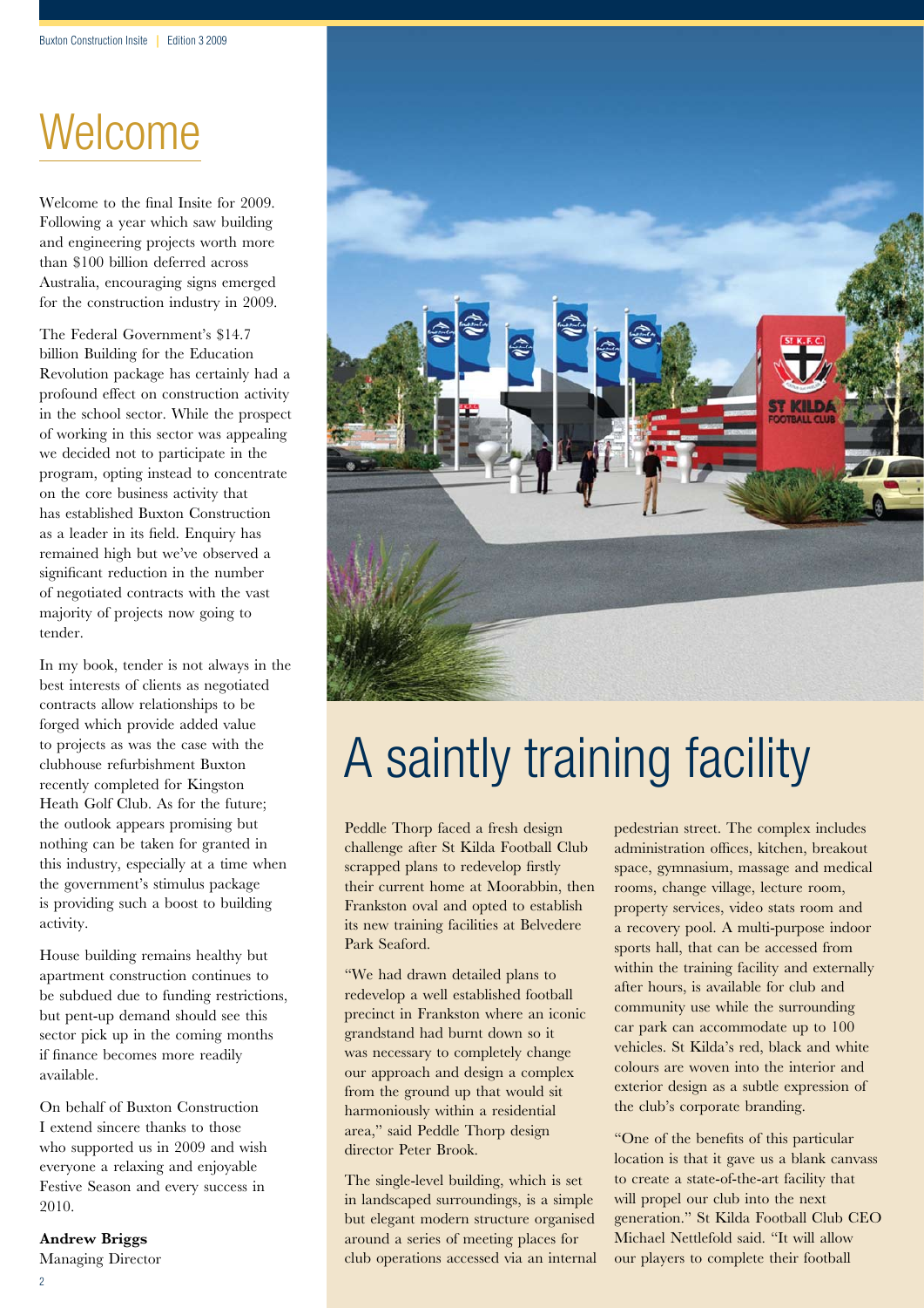# Welcome

Welcome to the final Insite for 2009. Following a year which saw building and engineering projects worth more than $100 billion deferred across Australia, encouraging signs emerged for the construction industry in 2009.

The Federal Government's $14.7 billion Building for the Education Revolution package has certainly had a profound effect on construction activity in the school sector. While the prospect of working in this sector was appealing we decided not to participate in the program, opting instead to concentrate on the core business activity that has established Buxton Construction as a leader in its field. Enquiry has remained high but we've observed a significant reduction in the number of negotiated contracts with the vast majority of projects now going to tender.

In my book, tender is not always in the best interests of clients as negotiated contracts allow relationships to be forged which provide added value to projects as was the case with the clubhouse refurbishment Buxton recently completed for Kingston Heath Golf Club. As for the future; the outlook appears promising but nothing can be taken for granted in this industry, especially at a time when the government's stimulus package is providing such a boost to building activity.

House building remains healthy but apartment construction continues to be subdued due to funding restrictions, but pent-up demand should see this sector pick up in the coming months if finance becomes more readily available.

On behalf of Buxton Construction I extend sincere thanks to those who supported us in 2009 and wish everyone a relaxing and enjoyable Festive Season and every success in 2010.

**Andrew Briggs**
Managing Director

# A saintly training facility

Peddle Thorp faced a fresh design challenge after St Kilda Football Club scrapped plans to redevelop firstly their current home at Moorabbin, then Frankston oval and opted to establish its new training facilities at Belvedere Park Seaford.

"We had drawn detailed plans to redevelop a well established football precinct in Frankston where an iconic grandstand had burnt down so it was necessary to completely change our approach and design a complex from the ground up that would sit harmoniously within a residential area," said Peddle Thorp design director Peter Brook.

The single-level building, which is set in landscaped surroundings, is a simple but elegant modern structure organised around a series of meeting places for club operations accessed via an internal pedestrian street. The complex includes administration offices, kitchen, breakout space, gymnasium, massage and medical rooms, change village, lecture room, property services, video stats room and a recovery pool. A multi-purpose indoor sports hall, that can be accessed from within the training facility and externally after hours, is available for club and community use while the surrounding car park can accommodate up to 100 vehicles. St Kilda's red, black and white colours are woven into the interior and exterior design as a subtle expression of the club's corporate branding.

"One of the benefits of this particular location is that it gave us a blank canvass to create a state-of-the-art facility that will propel our club into the next generation." St Kilda Football Club CEO Michael Nettlefold said. "It will allow our players to complete their football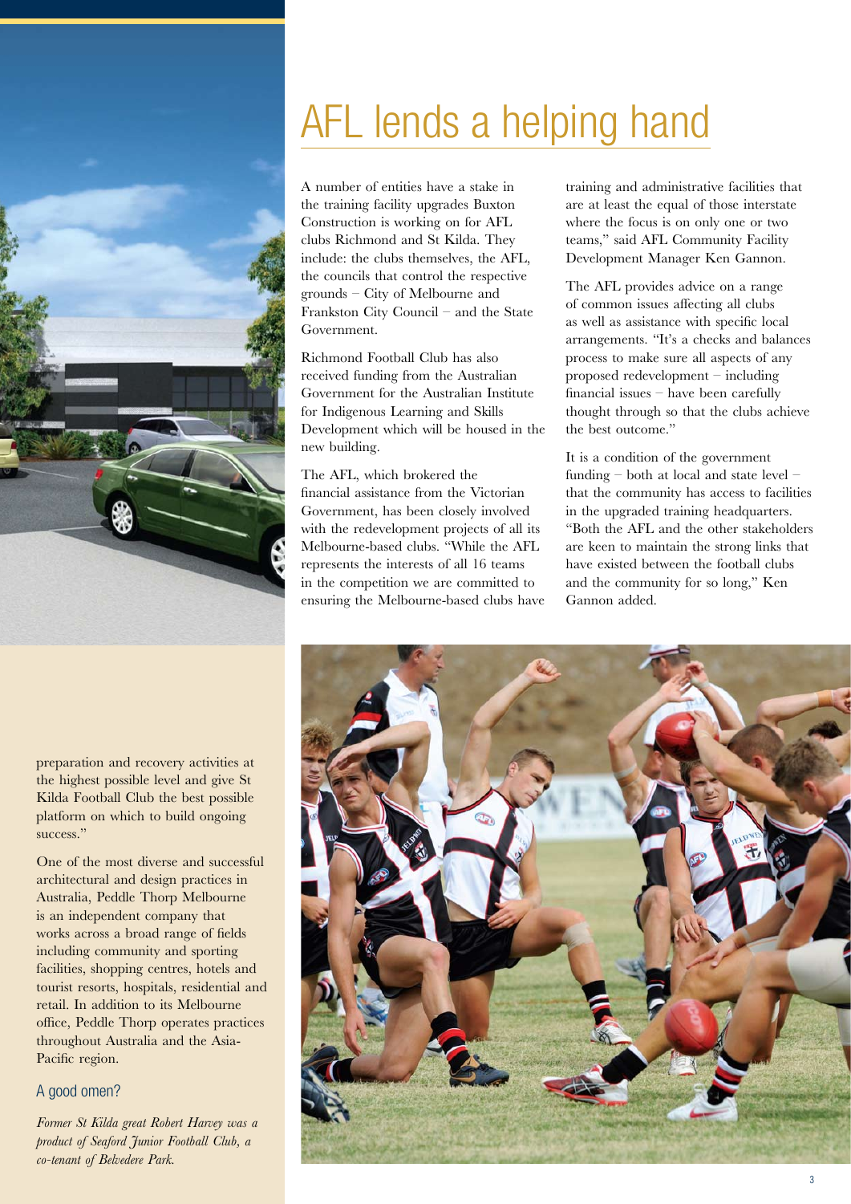preparation and recovery activities at the highest possible level and give St Kilda Football Club the best possible platform on which to build ongoing success."

One of the most diverse and successful architectural and design practices in Australia, Peddle Thorp Melbourne is an independent company that works across a broad range of fields including community and sporting facilities, shopping centres, hotels and tourist resorts, hospitals, residential and retail. In addition to its Melbourne office, Peddle Thorp operates practices throughout Australia and the Asia-Pacific region.

### A good omen?

*Former St Kilda great Robert Harvey was a product of Seaford Junior Football Club, a co-tenant of Belvedere Park.*

# AFL lends a helping hand

A number of entities have a stake in the training facility upgrades Buxton Construction is working on for AFL clubs Richmond and St Kilda. They include: the clubs themselves, the AFL, the councils that control the respective grounds – City of Melbourne and Frankston City Council – and the State Government.

Richmond Football Club has also received funding from the Australian Government for the Australian Institute for Indigenous Learning and Skills Development which will be housed in the new building.

The AFL, which brokered the financial assistance from the Victorian Government, has been closely involved with the redevelopment projects of all its Melbourne-based clubs. "While the AFL represents the interests of all 16 teams in the competition we are committed to ensuring the Melbourne-based clubs have training and administrative facilities that are at least the equal of those interstate where the focus is on only one or two teams," said AFL Community Facility Development Manager Ken Gannon.

The AFL provides advice on a range of common issues affecting all clubs as well as assistance with specific local arrangements. "It's a checks and balances process to make sure all aspects of any proposed redevelopment – including financial issues – have been carefully thought through so that the clubs achieve the best outcome."

It is a condition of the government funding – both at local and state level – that the community has access to facilities in the upgraded training headquarters. "Both the AFL and the other stakeholders are keen to maintain the strong links that have existed between the football clubs and the community for so long," Ken Gannon added.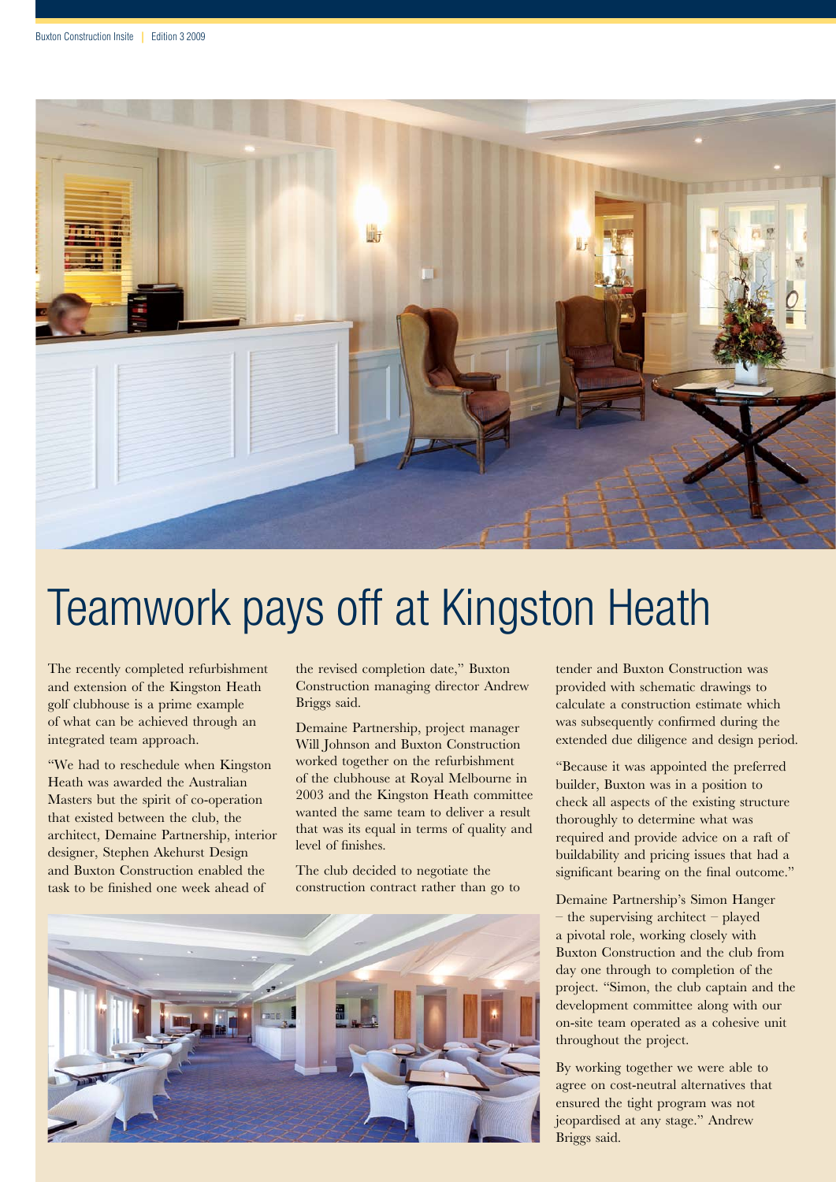# Teamwork pays off at Kingston Heath

The recently completed refurbishment and extension of the Kingston Heath golf clubhouse is a prime example of what can be achieved through an integrated team approach.

"We had to reschedule when Kingston Heath was awarded the Australian Masters but the spirit of co-operation that existed between the club, the architect, Demaine Partnership, interior designer, Stephen Akehurst Design and Buxton Construction enabled the task to be finished one week ahead of the revised completion date," Buxton Construction managing director Andrew Briggs said.

Demaine Partnership, project manager Will Johnson and Buxton Construction worked together on the refurbishment of the clubhouse at Royal Melbourne in 2003 and the Kingston Heath committee wanted the same team to deliver a result that was its equal in terms of quality and level of finishes.

The club decided to negotiate the construction contract rather than go to tender and Buxton Construction was provided with schematic drawings to calculate a construction estimate which was subsequently confirmed during the extended due diligence and design period.

"Because it was appointed the preferred builder, Buxton was in a position to check all aspects of the existing structure thoroughly to determine what was required and provide advice on a raft of buildability and pricing issues that had a significant bearing on the final outcome."

Demaine Partnership's Simon Hanger – the supervising architect – played a pivotal role, working closely with Buxton Construction and the club from day one through to completion of the project. "Simon, the club captain and the development committee along with our on-site team operated as a cohesive unit throughout the project.

By working together we were able to agree on cost-neutral alternatives that ensured the tight program was not jeopardised at any stage." Andrew Briggs said.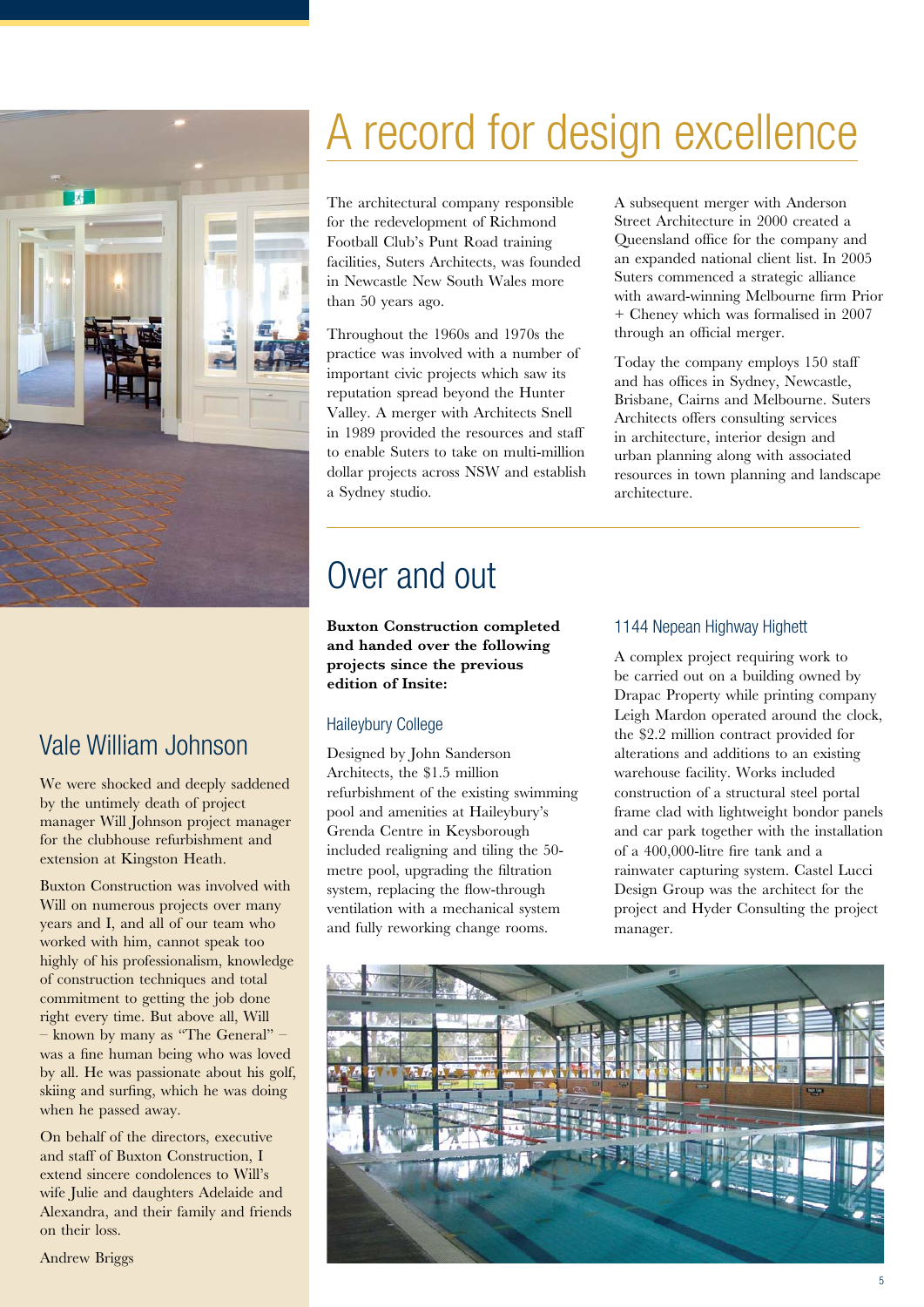# A record for design excellence

The architectural company responsible for the redevelopment of Richmond Football Club's Punt Road training facilities, Suters Architects, was founded in Newcastle New South Wales more than 50 years ago.

Throughout the 1960s and 1970s the practice was involved with a number of important civic projects which saw its reputation spread beyond the Hunter Valley. A merger with Architects Snell in 1989 provided the resources and staff to enable Suters to take on multi-million dollar projects across NSW and establish a Sydney studio.

A subsequent merger with Anderson Street Architecture in 2000 created a Queensland office for the company and an expanded national client list. In 2005 Suters commenced a strategic alliance with award-winning Melbourne firm Prior + Cheney which was formalised in 2007 through an official merger.

Today the company employs 150 staff and has offices in Sydney, Newcastle, Brisbane, Cairns and Melbourne. Suters Architects offers consulting services in architecture, interior design and urban planning along with associated resources in town planning and landscape architecture.

# Over and out

**Buxton Construction completed and handed over the following projects since the previous edition of Insite:**

### Haileybury College

Designed by John Sanderson Architects, the $1.5 million refurbishment of the existing swimming pool and amenities at Haileybury's Grenda Centre in Keysborough included realigning and tiling the 50-metre pool, upgrading the filtration system, replacing the flow-through ventilation with a mechanical system and fully reworking change rooms.

### 1144 Nepean Highway Highett

A complex project requiring work to be carried out on a building owned by Drapac Property while printing company Leigh Mardon operated around the clock, the $2.2 million contract provided for alterations and additions to an existing warehouse facility. Works included construction of a structural steel portal frame clad with lightweight bondor panels and car park together with the installation of a 400,000-litre fire tank and a rainwater capturing system. Castel Lucci Design Group was the architect for the project and Hyder Consulting the project manager.

## Vale William Johnson

We were shocked and deeply saddened by the untimely death of project manager Will Johnson project manager for the clubhouse refurbishment and extension at Kingston Heath.

Buxton Construction was involved with Will on numerous projects over many years and I, and all of our team who worked with him, cannot speak too highly of his professionalism, knowledge of construction techniques and total commitment to getting the job done right every time. But above all, Will – known by many as "The General" – was a fine human being who was loved by all. He was passionate about his golf, skiing and surfing, which he was doing when he passed away.

On behalf of the directors, executive and staff of Buxton Construction, I extend sincere condolences to Will's wife Julie and daughters Adelaide and Alexandra, and their family and friends on their loss.

Andrew Briggs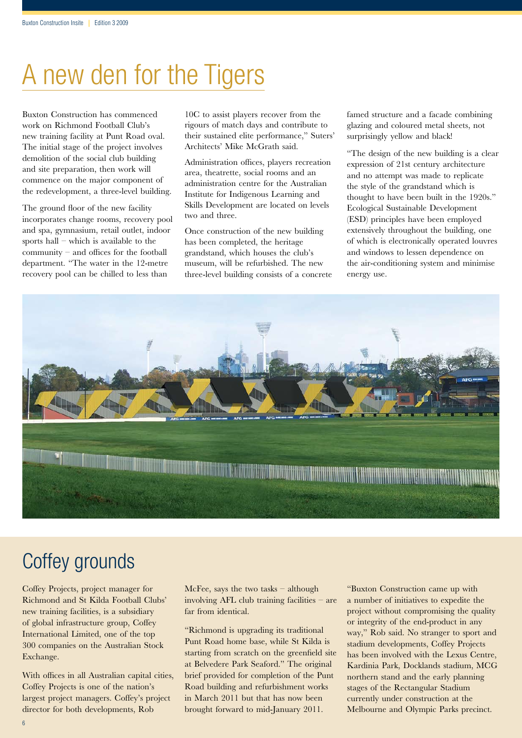# A new den for the Tigers

Buxton Construction has commenced work on Richmond Football Club's new training facility at Punt Road oval. The initial stage of the project involves demolition of the social club building and site preparation, then work will commence on the major component of the redevelopment, a three-level building.

The ground floor of the new facility incorporates change rooms, recovery pool and spa, gymnasium, retail outlet, indoor sports hall – which is available to the community – and offices for the football department. "The water in the 12-metre recovery pool can be chilled to less than 10C to assist players recover from the rigours of match days and contribute to their sustained elite performance," Suters' Architects' Mike McGrath said.

Administration offices, players recreation area, theatrette, social rooms and an administration centre for the Australian Institute for Indigenous Learning and Skills Development are located on levels two and three.

Once construction of the new building has been completed, the heritage grandstand, which houses the club's museum, will be refurbished. The new three-level building consists of a concrete famed structure and a facade combining glazing and coloured metal sheets, not surprisingly yellow and black!

"The design of the new building is a clear expression of 21st century architecture and no attempt was made to replicate the style of the grandstand which is thought to have been built in the 1920s." Ecological Sustainable Development (ESD) principles have been employed extensively throughout the building, one of which is electronically operated louvres and windows to lessen dependence on the air-conditioning system and minimise energy use.

# Coffey grounds

Coffey Projects, project manager for Richmond and St Kilda Football Clubs' new training facilities, is a subsidiary of global infrastructure group, Coffey International Limited, one of the top 300 companies on the Australian Stock Exchange.

With offices in all Australian capital cities, Coffey Projects is one of the nation's largest project managers. Coffey's project director for both developments, Rob McFee, says the two tasks – although involving AFL club training facilities – are far from identical.

"Richmond is upgrading its traditional Punt Road home base, while St Kilda is starting from scratch on the greenfield site at Belvedere Park Seaford." The original brief provided for completion of the Punt Road building and refurbishment works in March 2011 but that has now been brought forward to mid-January 2011.

"Buxton Construction came up with a number of initiatives to expedite the project without compromising the quality or integrity of the end-product in any way," Rob said. No stranger to sport and stadium developments, Coffey Projects has been involved with the Lexus Centre, Kardinia Park, Docklands stadium, MCG northern stand and the early planning stages of the Rectangular Stadium currently under construction at the Melbourne and Olympic Parks precinct.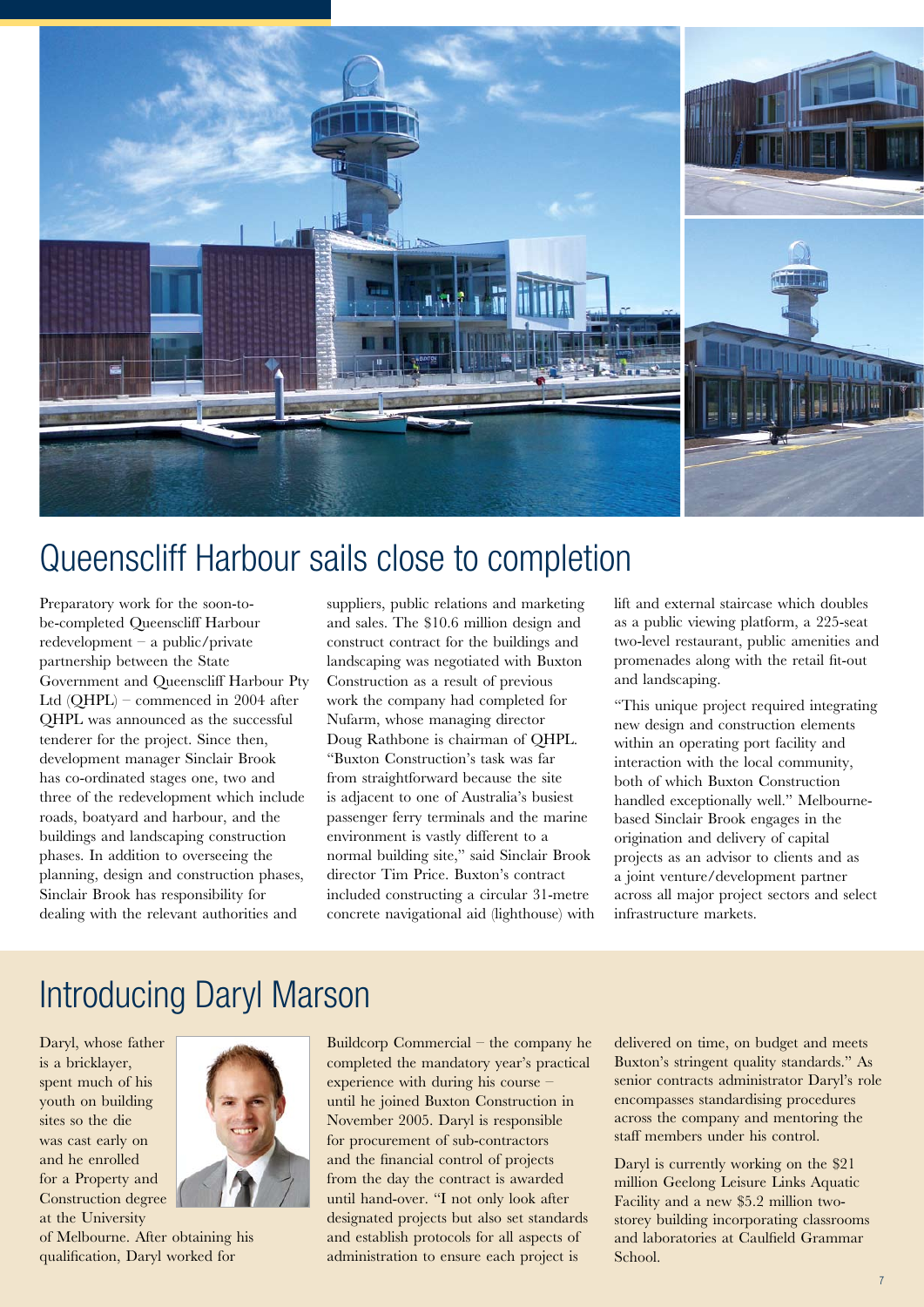## Queenscliff Harbour sails close to completion

Preparatory work for the soon-to-be-completed Queenscliff Harbour redevelopment – a public/private partnership between the State Government and Queenscliff Harbour Pty Ltd (QHPL) – commenced in 2004 after QHPL was announced as the successful tenderer for the project. Since then, development manager Sinclair Brook has co-ordinated stages one, two and three of the redevelopment which include roads, boatyard and harbour, and the buildings and landscaping construction phases. In addition to overseeing the planning, design and construction phases, Sinclair Brook has responsibility for dealing with the relevant authorities and suppliers, public relations and marketing and sales. The $10.6 million design and construct contract for the buildings and landscaping was negotiated with Buxton Construction as a result of previous work the company had completed for Nufarm, whose managing director Doug Rathbone is chairman of QHPL. "Buxton Construction's task was far from straightforward because the site is adjacent to one of Australia's busiest passenger ferry terminals and the marine environment is vastly different to a normal building site," said Sinclair Brook director Tim Price. Buxton's contract included constructing a circular 31-metre concrete navigational aid (lighthouse) with lift and external staircase which doubles as a public viewing platform, a 225-seat two-level restaurant, public amenities and promenades along with the retail fit-out and landscaping.

"This unique project required integrating new design and construction elements within an operating port facility and interaction with the local community, both of which Buxton Construction handled exceptionally well." Melbourne-based Sinclair Brook engages in the origination and delivery of capital projects as an advisor to clients and as a joint venture/development partner across all major project sectors and select infrastructure markets.

## Introducing Daryl Marson

Daryl, whose father is a bricklayer, spent much of his youth on building sites so the die was cast early on and he enrolled for a Property and Construction degree at the University of Melbourne. After obtaining his qualification, Daryl worked for Buildcorp Commercial – the company he completed the mandatory year's practical experience with during his course – until he joined Buxton Construction in November 2005. Daryl is responsible for procurement of sub-contractors and the financial control of projects from the day the contract is awarded until hand-over. "I not only look after designated projects but also set standards and establish protocols for all aspects of administration to ensure each project is delivered on time, on budget and meets Buxton's stringent quality standards." As senior contracts administrator Daryl's role encompasses standardising procedures across the company and mentoring the staff members under his control.

Daryl is currently working on the $21 million Geelong Leisure Links Aquatic Facility and a new $5.2 million two-storey building incorporating classrooms and laboratories at Caulfield Grammar School.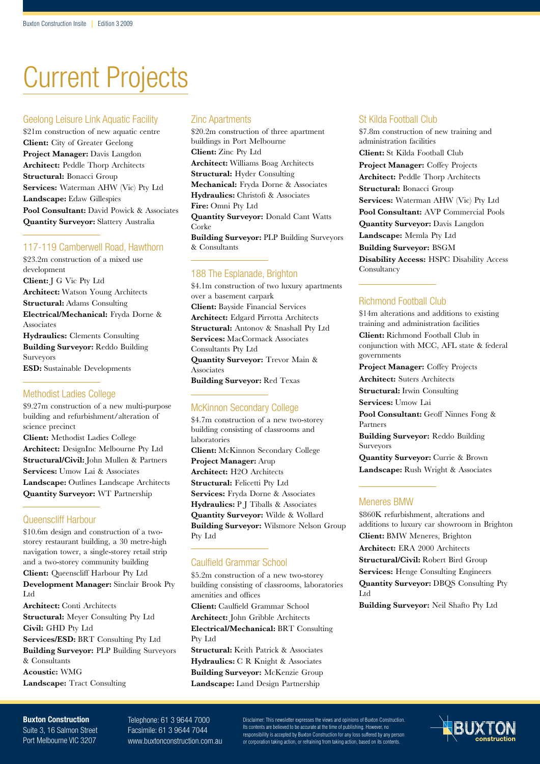# Current Projects

## Geelong Leisure Link Aquatic Facility

$21m construction of new aquatic centre

**Client:** City of Greater Geelong
**Project Manager:** Davis Langdon
**Architect:** Peddle Thorp Architects
**Structural:** Bonacci Group
**Services:** Waterman AHW (Vic) Pty Ltd
**Landscape:** Edaw Gillespies
**Pool Consultant:** David Powick & Associates
**Quantity Surveyor:** Slattery Australia

## 117-119 Camberwell Road, Hawthorn

$23.2m construction of a mixed use development

**Client:** J G Vic Pty Ltd
**Architect:** Watson Young Architects
**Structural:** Adams Consulting
**Electrical/Mechanical:** Fryda Dorne & Associates
**Hydraulics:** Clements Consulting
**Building Surveyor:** Reddo Building Surveyors
**ESD:** Sustainable Developments

## Methodist Ladies College

$9.27m construction of a new multi-purpose building and refurbishment/alteration of science precinct

**Client:** Methodist Ladies College
**Architect:** DesignInc Melbourne Pty Ltd
**Structural/Civil:** John Mullen & Partners
**Services:** Umow Lai & Associates
**Landscape:** Outlines Landscape Architects
**Quantity Surveyor:** WT Partnership

## Queenscliff Harbour

$10.6m design and construction of a two-storey restaurant building, a 30 metre-high navigation tower, a single-storey retail strip and a two-storey community building

**Client:** Queenscliff Harbour Pty Ltd
**Development Manager:** Sinclair Brook Pty Ltd
**Architect:** Conti Architects
**Structural:** Meyer Consulting Pty Ltd
**Civil:** GHD Pty Ltd
**Services/ESD:** BRT Consulting Pty Ltd
**Building Surveyor:** PLP Building Surveyors & Consultants
**Acoustic:** WMG
**Landscape:** Tract Consulting

## Zinc Apartments

$20.2m construction of three apartment buildings in Port Melbourne

**Client:** Zinc Pty Ltd
**Architect:** Williams Boag Architects
**Structural:** Hyder Consulting
**Mechanical:** Fryda Dorne & Associates
**Hydraulics:** Christofi & Associates
**Fire:** Omni Pty Ltd
**Quantity Surveyor:** Donald Cant Watts Corke
**Building Surveyor:** PLP Building Surveyors & Consultants

## 188 The Esplanade, Brighton

$4.1m construction of two luxury apartments over a basement carpark

**Client:** Bayside Financial Services
**Architect:** Edgard Pirrotta Architects
**Structural:** Antonov & Snashall Pty Ltd
**Services:** MacCormack Associates Consultants Pty Ltd
**Quantity Surveyor:** Trevor Main & Associates
**Building Surveyor:** Red Texas

## McKinnon Secondary College

$4.7m construction of a new two-storey building consisting of classrooms and laboratories

**Client:** McKinnon Secondary College
**Project Manager:** Arup
**Architect:** H2O Architects
**Structural:** Felicetti Pty Ltd
**Services:** Fryda Dorne & Associates
**Hydraulics:** P J Tiballs & Associates
**Quantity Surveyor:** Wilde & Wollard
**Building Surveyor:** Wilsmore Nelson Group Pty Ltd

## Caulfield Grammar School

$5.2m construction of a new two-storey building consisting of classrooms, laboratories amenities and offices

**Client:** Caulfield Grammar School
**Architect:** John Gribble Architects
**Electrical/Mechanical:** BRT Consulting Pty Ltd
**Structural:** Keith Patrick & Associates
**Hydraulics:** C R Knight & Associates
**Building Surveyor:** McKenzie Group
**Landscape:** Land Design Partnership

## St Kilda Football Club

$7.8m construction of new training and administration facilities

**Client:** St Kilda Football Club
**Project Manager:** Coffey Projects
**Architect:** Peddle Thorp Architects
**Structural:** Bonacci Group
**Services:** Waterman AHW (Vic) Pty Ltd
**Pool Consultant:** AVP Commercial Pools
**Quantity Surveyor:** Davis Langdon
**Landscape:** Memla Pty Ltd
**Building Surveyor:** BSGM
**Disability Access:** HSPC Disability Access Consultancy

## Richmond Football Club

$14m alterations and additions to existing training and administration facilities

**Client:** Richmond Football Club in conjunction with MCC, AFL state & federal governments
**Project Manager:** Coffey Projects
**Architect:** Suters Architects
**Structural:** Irwin Consulting
**Services:** Umow Lai
**Pool Consultant:** Geoff Ninnes Fong & Partners
**Building Surveyor:** Reddo Building Surveyors
**Quantity Surveyor:** Currie & Brown
**Landscape:** Rush Wright & Associates

## Meneres BMW

$860K refurbishment, alterations and additions to luxury car showroom in Brighton

**Client:** BMW Meneres, Brighton
**Architect:** ERA 2000 Architects
**Structural/Civil:** Robert Bird Group
**Services:** Henge Consulting Engineers
**Quantity Surveyor:** DBQS Consulting Pty Ltd
**Building Surveyor:** Neil Shafto Pty Ltd

**Buxton Construction**
Suite 3, 16 Salmon Street
Port Melbourne VIC 3207

Telephone: 61 3 9644 7000
Facsimile: 61 3 9644 7044
www.buxtonconstruction.com.au

Disclaimer: This newsletter expresses the views and opinions of Buxton Construction. Its contents are believed to be accurate at the time of publishing. However, no responsibility is accepted by Buxton Construction for any loss suffered by any person or corporation taking action, or refraining from taking action, based on its contents.